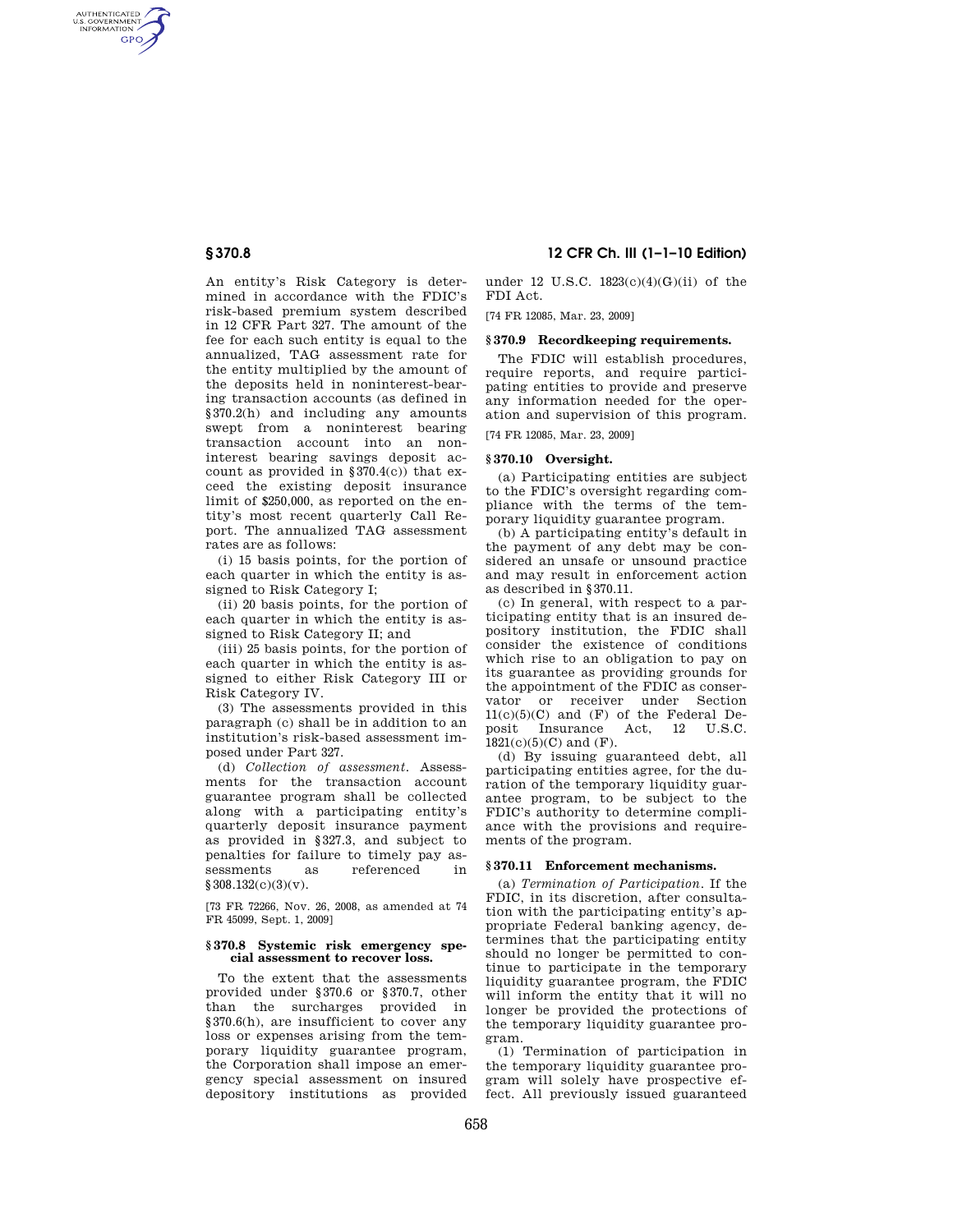An entity's Risk Category is determined in accordance with the FDIC's risk-based premium system described in 12 CFR Part 327. The amount of the fee for each such entity is equal to the annualized, TAG assessment rate for the entity multiplied by the amount of the deposits held in noninterest-bearing transaction accounts (as defined in §370.2(h) and including any amounts swept from a noninterest bearing transaction account into an noninterest bearing savings deposit account as provided in §370.4(c)) that exceed the existing deposit insurance limit of $250,000, as reported on the entity's most recent quarterly Call Report. The annualized TAG assessment rates are as follows:

(i) 15 basis points, for the portion of each quarter in which the entity is assigned to Risk Category I;

(ii) 20 basis points, for the portion of each quarter in which the entity is assigned to Risk Category II; and

(iii) 25 basis points, for the portion of each quarter in which the entity is assigned to either Risk Category III or Risk Category IV.

(3) The assessments provided in this paragraph (c) shall be in addition to an institution's risk-based assessment imposed under Part 327.

(d) *Collection of assessment.* Assessments for the transaction account guarantee program shall be collected along with a participating entity's quarterly deposit insurance payment as provided in §327.3, and subject to penalties for failure to timely pay assessments as referenced in §308.132(c)(3)(v).

[73 FR 72266, Nov. 26, 2008, as amended at 74 FR 45099, Sept. 1, 2009]

## §370.8 Systemic risk emergency special assessment to recover loss.

To the extent that the assessments provided under §370.6 or §370.7, other than the surcharges provided in §370.6(h), are insufficient to cover any loss or expenses arising from the temporary liquidity guarantee program, the Corporation shall impose an emergency special assessment on insured depository institutions as provided under 12 U.S.C. 1823(c)(4)(G)(ii) of the FDI Act.

[74 FR 12085, Mar. 23, 2009]

## §370.9 Recordkeeping requirements.

The FDIC will establish procedures, require reports, and require participating entities to provide and preserve any information needed for the operation and supervision of this program.

[74 FR 12085, Mar. 23, 2009]

## §370.10 Oversight.

(a) Participating entities are subject to the FDIC's oversight regarding compliance with the terms of the temporary liquidity guarantee program.

(b) A participating entity's default in the payment of any debt may be considered an unsafe or unsound practice and may result in enforcement action as described in §370.11.

(c) In general, with respect to a participating entity that is an insured depository institution, the FDIC shall consider the existence of conditions which rise to an obligation to pay on its guarantee as providing grounds for the appointment of the FDIC as conservator or receiver under Section 11(c)(5)(C) and (F) of the Federal Deposit Insurance Act, 12 U.S.C. 1821(c)(5)(C) and (F).

(d) By issuing guaranteed debt, all participating entities agree, for the duration of the temporary liquidity guarantee program, to be subject to the FDIC's authority to determine compliance with the provisions and requirements of the program.

## §370.11 Enforcement mechanisms.

(a) *Termination of Participation.* If the FDIC, in its discretion, after consultation with the participating entity's appropriate Federal banking agency, determines that the participating entity should no longer be permitted to continue to participate in the temporary liquidity guarantee program, the FDIC will inform the entity that it will no longer be provided the protections of the temporary liquidity guarantee program.

(1) Termination of participation in the temporary liquidity guarantee program will solely have prospective effect. All previously issued guaranteed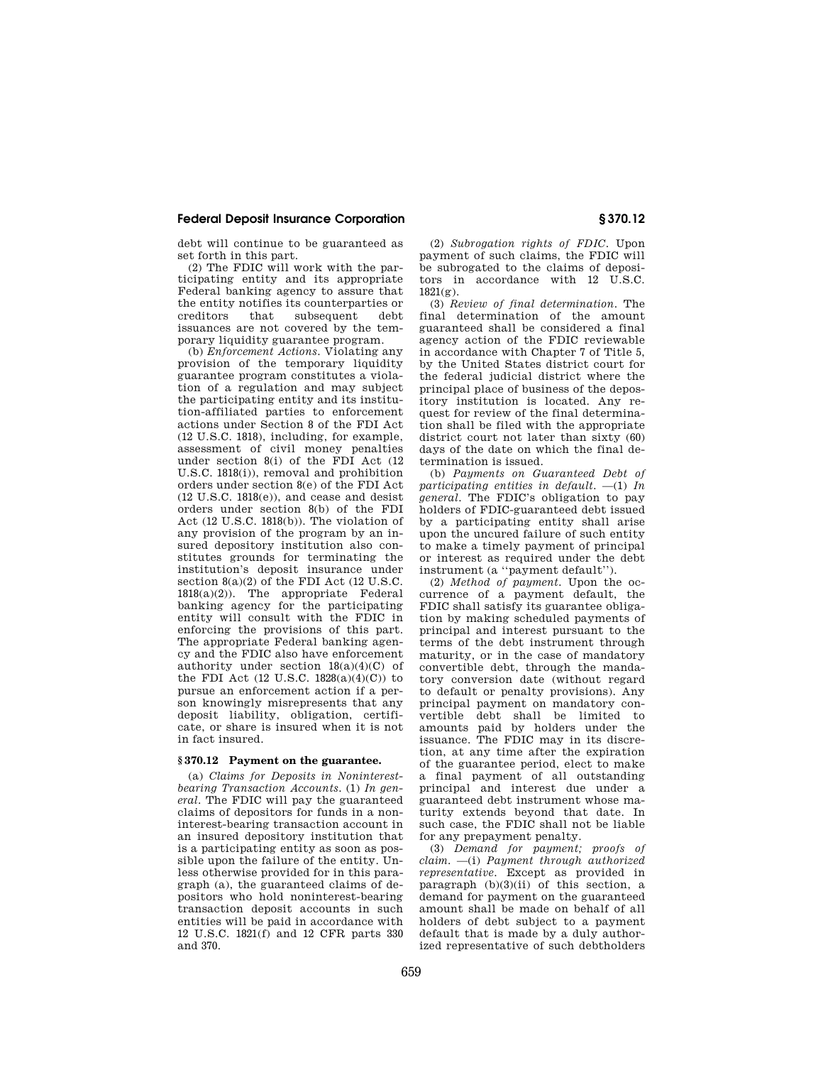debt will continue to be guaranteed as set forth in this part.

(2) The FDIC will work with the participating entity and its appropriate Federal banking agency to assure that the entity notifies its counterparties or creditors that subsequent debt issuances are not covered by the temporary liquidity guarantee program.

(b) *Enforcement Actions.* Violating any provision of the temporary liquidity guarantee program constitutes a violation of a regulation and may subject the participating entity and its institution-affiliated parties to enforcement actions under Section 8 of the FDI Act (12 U.S.C. 1818), including, for example, assessment of civil money penalties under section 8(i) of the FDI Act (12 U.S.C. 1818(i)), removal and prohibition orders under section 8(e) of the FDI Act (12 U.S.C. 1818(e)), and cease and desist orders under section 8(b) of the FDI Act (12 U.S.C. 1818(b)). The violation of any provision of the program by an insured depository institution also constitutes grounds for terminating the institution's deposit insurance under section 8(a)(2) of the FDI Act (12 U.S.C. 1818(a)(2)). The appropriate Federal banking agency for the participating entity will consult with the FDIC in enforcing the provisions of this part. The appropriate Federal banking agency and the FDIC also have enforcement authority under section 18(a)(4)(C) of the FDI Act (12 U.S.C. 1828(a)(4)(C)) to pursue an enforcement action if a person knowingly misrepresents that any deposit liability, obligation, certificate, or share is insured when it is not in fact insured.

## § 370.12 Payment on the guarantee.

(a) *Claims for Deposits in Noninterest-bearing Transaction Accounts.* (1) *In general.* The FDIC will pay the guaranteed claims of depositors for funds in a noninterest-bearing transaction account in an insured depository institution that is a participating entity as soon as possible upon the failure of the entity. Unless otherwise provided for in this paragraph (a), the guaranteed claims of depositors who hold noninterest-bearing transaction deposit accounts in such entities will be paid in accordance with 12 U.S.C. 1821(f) and 12 CFR parts 330 and 370.

(2) *Subrogation rights of FDIC.* Upon payment of such claims, the FDIC will be subrogated to the claims of depositors in accordance with 12 U.S.C. 1821(g).

(3) *Review of final determination.* The final determination of the amount guaranteed shall be considered a final agency action of the FDIC reviewable in accordance with Chapter 7 of Title 5, by the United States district court for the federal judicial district where the principal place of business of the depository institution is located. Any request for review of the final determination shall be filed with the appropriate district court not later than sixty (60) days of the date on which the final determination is issued.

(b) *Payments on Guaranteed Debt of participating entities in default.* —(1) *In general.* The FDIC's obligation to pay holders of FDIC-guaranteed debt issued by a participating entity shall arise upon the uncured failure of such entity to make a timely payment of principal or interest as required under the debt instrument (a "payment default").

(2) *Method of payment.* Upon the occurrence of a payment default, the FDIC shall satisfy its guarantee obligation by making scheduled payments of principal and interest pursuant to the terms of the debt instrument through maturity, or in the case of mandatory convertible debt, through the mandatory conversion date (without regard to default or penalty provisions). Any principal payment on mandatory convertible debt shall be limited to amounts paid by holders under the issuance. The FDIC may in its discretion, at any time after the expiration of the guarantee period, elect to make a final payment of all outstanding principal and interest due under a guaranteed debt instrument whose maturity extends beyond that date. In such case, the FDIC shall not be liable for any prepayment penalty.

(3) *Demand for payment; proofs of claim.* —(i) *Payment through authorized representative.* Except as provided in paragraph (b)(3)(ii) of this section, a demand for payment on the guaranteed amount shall be made on behalf of all holders of debt subject to a payment default that is made by a duly authorized representative of such debtholders